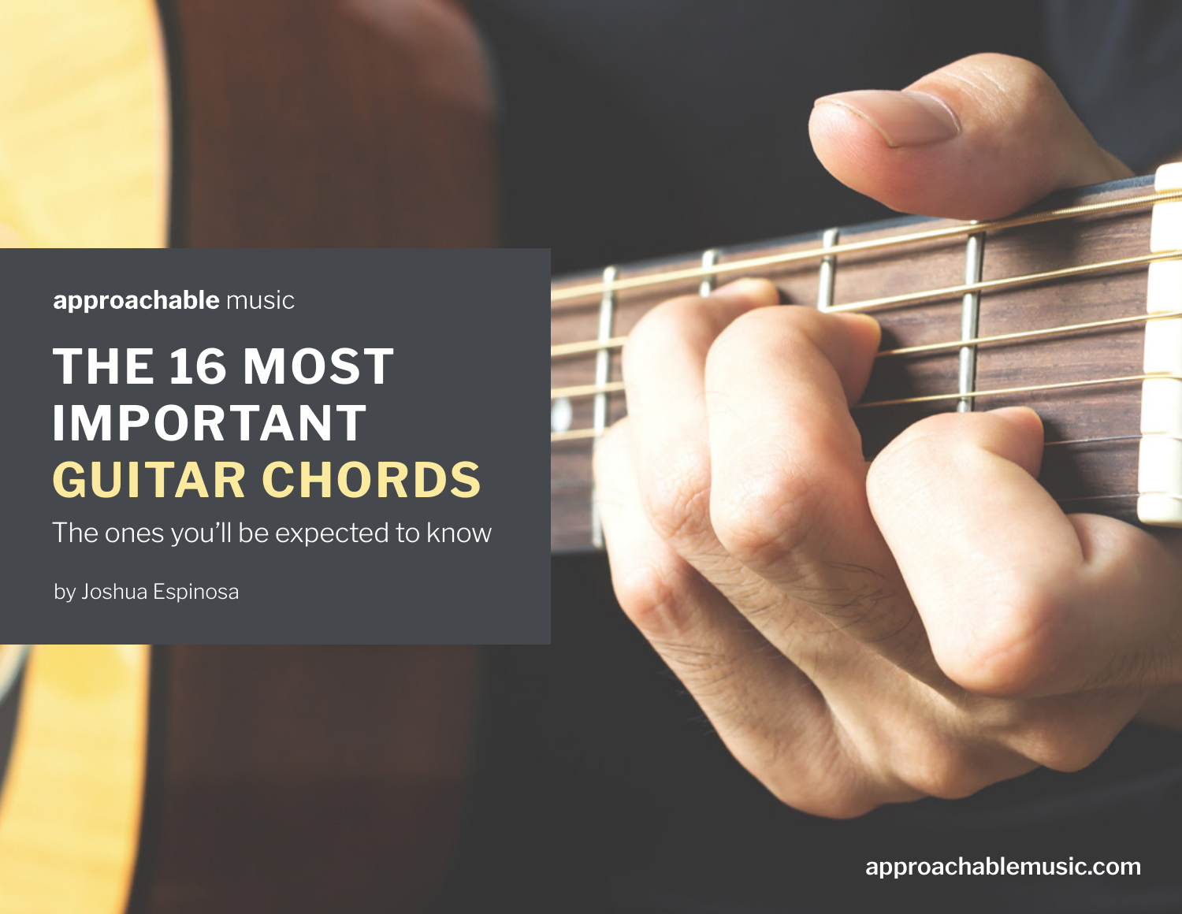approachable music

# THE 16 MOST IMPORTANT GUITAR CHORDS

The ones you'll be expected to know

by Joshua Espinosa

approachablemusic.com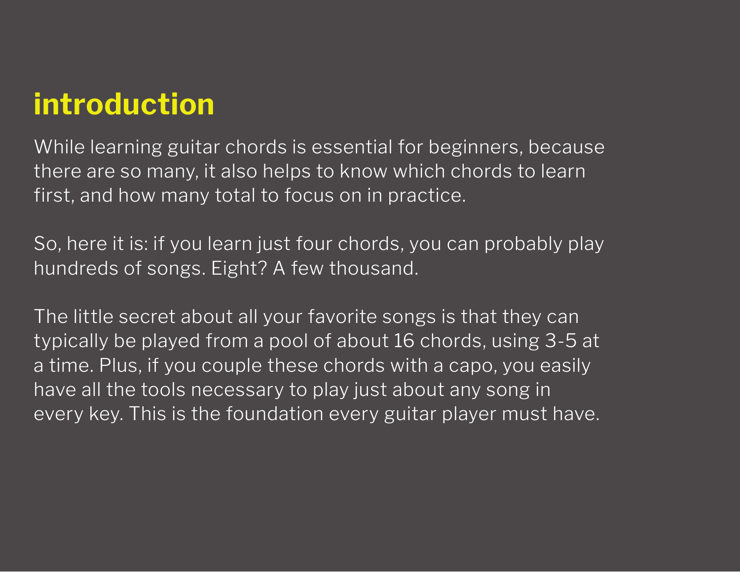# introduction

While learning guitar chords is essential for beginners, because there are so many, it also helps to know which chords to learn first, and how many total to focus on in practice.

So, here it is: if you learn just four chords, you can probably play hundreds of songs. Eight? A few thousand.

The little secret about all your favorite songs is that they can typically be played from a pool of about 16 chords, using 3-5 at a time. Plus, if you couple these chords with a capo, you easily have all the tools necessary to play just about any song in every key. This is the foundation every guitar player must have.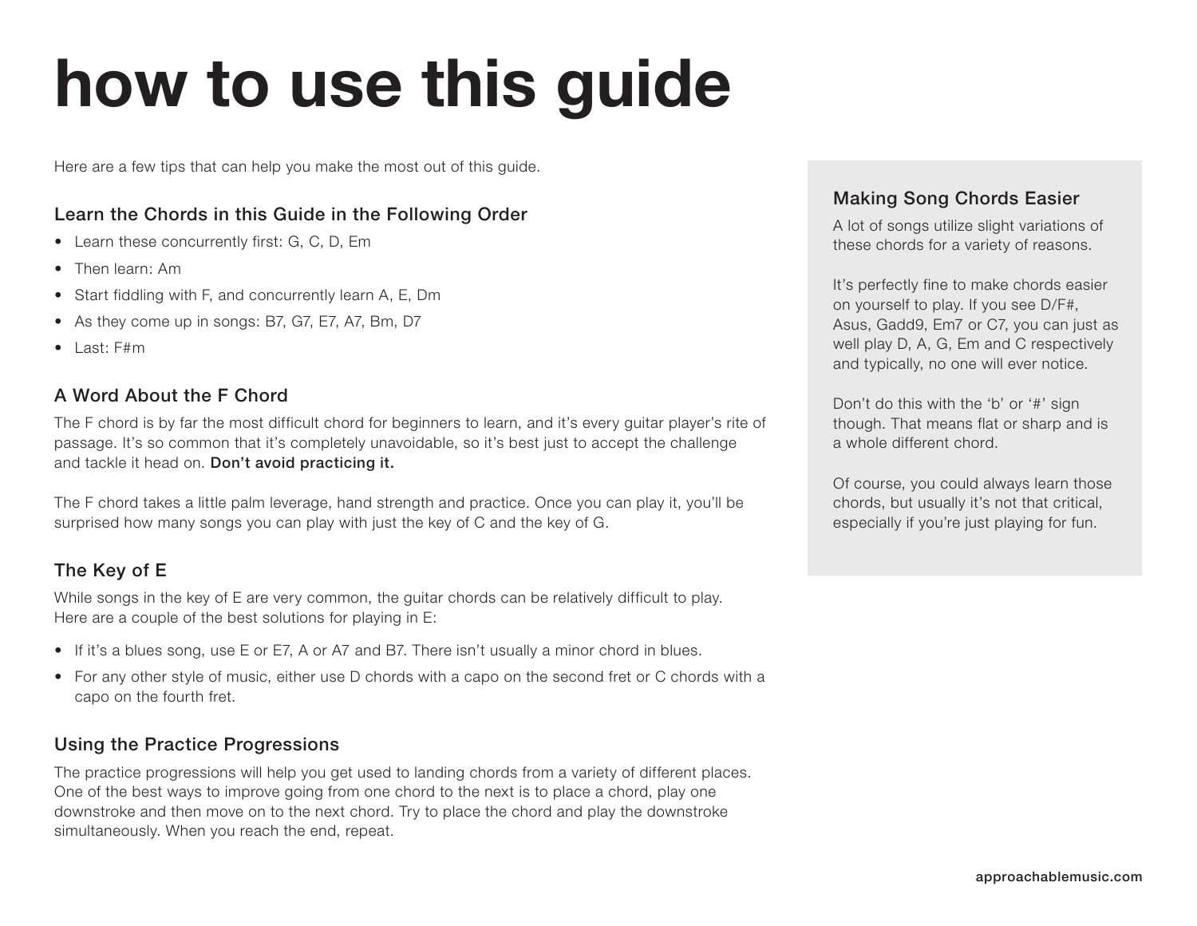# how to use this guide

Here are a few tips that can help you make the most out of this guide.

## Learn the Chords in this Guide in the Following Order

- Learn these concurrently first: G, C, D, Em
- Then learn: Am
- Start fiddling with F, and concurrently learn A, E, Dm
- As they come up in songs: B7, G7, E7, A7, Bm, D7
- Last: F#m

## A Word About the F Chord

The F chord is by far the most difficult chord for beginners to learn, and it's every guitar player's rite of passage. It's so common that it's completely unavoidable, so it's best just to accept the challenge and tackle it head on. **Don't avoid practicing it.**

The F chord takes a little palm leverage, hand strength and practice. Once you can play it, you'll be surprised how many songs you can play with just the key of C and the key of G.

## The Key of E

While songs in the key of E are very common, the guitar chords can be relatively difficult to play. Here are a couple of the best solutions for playing in E:

- If it's a blues song, use E or E7, A or A7 and B7. There isn't usually a minor chord in blues.
- For any other style of music, either use D chords with a capo on the second fret or C chords with a capo on the fourth fret.

## Using the Practice Progressions

The practice progressions will help you get used to landing chords from a variety of different places. One of the best ways to improve going from one chord to the next is to place a chord, play one downstroke and then move on to the next chord. Try to place the chord and play the downstroke simultaneously. When you reach the end, repeat.

## Making Song Chords Easier

A lot of songs utilize slight variations of these chords for a variety of reasons.

It's perfectly fine to make chords easier on yourself to play. If you see D/F#, Asus, Gadd9, Em7 or C7, you can just as well play D, A, G, Em and C respectively and typically, no one will ever notice.

Don't do this with the 'b' or '#' sign though. That means flat or sharp and is a whole different chord.

Of course, you could always learn those chords, but usually it's not that critical, especially if you're just playing for fun.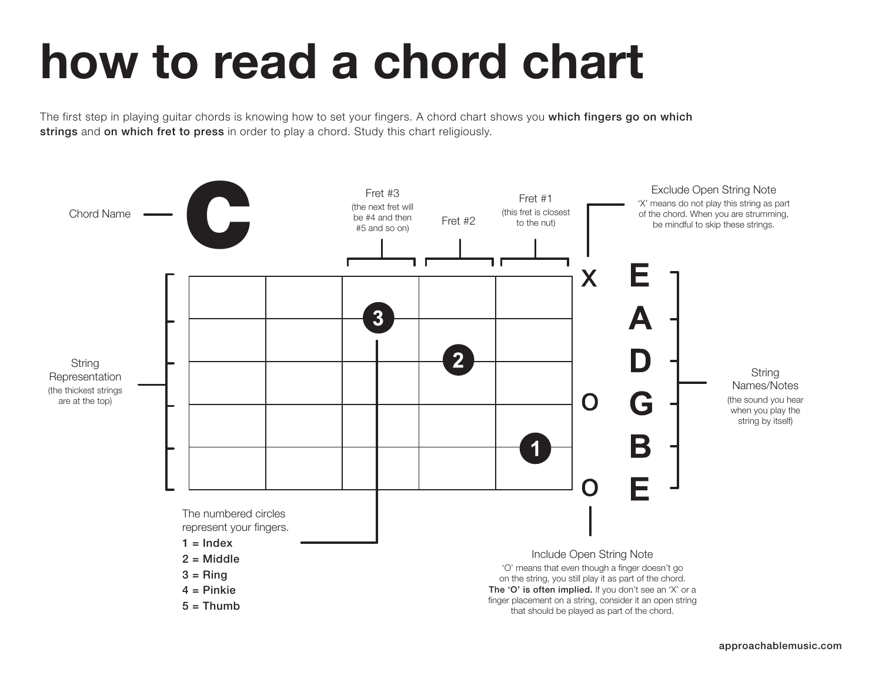# how to read a chord chart

The first step in playing guitar chords is knowing how to set your fingers. A chord chart shows you **which fingers go on which strings** and **on which fret to press** in order to play a chord. Study this chart religiously.

Chord Name — **C**

Fret #3 (the next fret will be #4 and then #5 and so on)

Fret #2

Fret #1 (this fret is closest to the nut)

**Exclude Open String Note**
'X' means do not play this string as part of the chord. When you are strumming, be mindful to skip these strings.

String Representation (the thickest strings are at the top)

X E
A
D
O G
B
O E

String Names/Notes (the sound you hear when you play the string by itself)

The numbered circles represent your fingers.

- **1 = Index**
- **2 = Middle**
- **3 = Ring**
- **4 = Pinkie**
- **5 = Thumb**

**Include Open String Note**
'O' means that even though a finger doesn't go on the string, you still play it as part of the chord. **The 'O' is often implied.** If you don't see an 'X' or a finger placement on a string, consider it an open string that should be played as part of the chord.

approachablemusic.com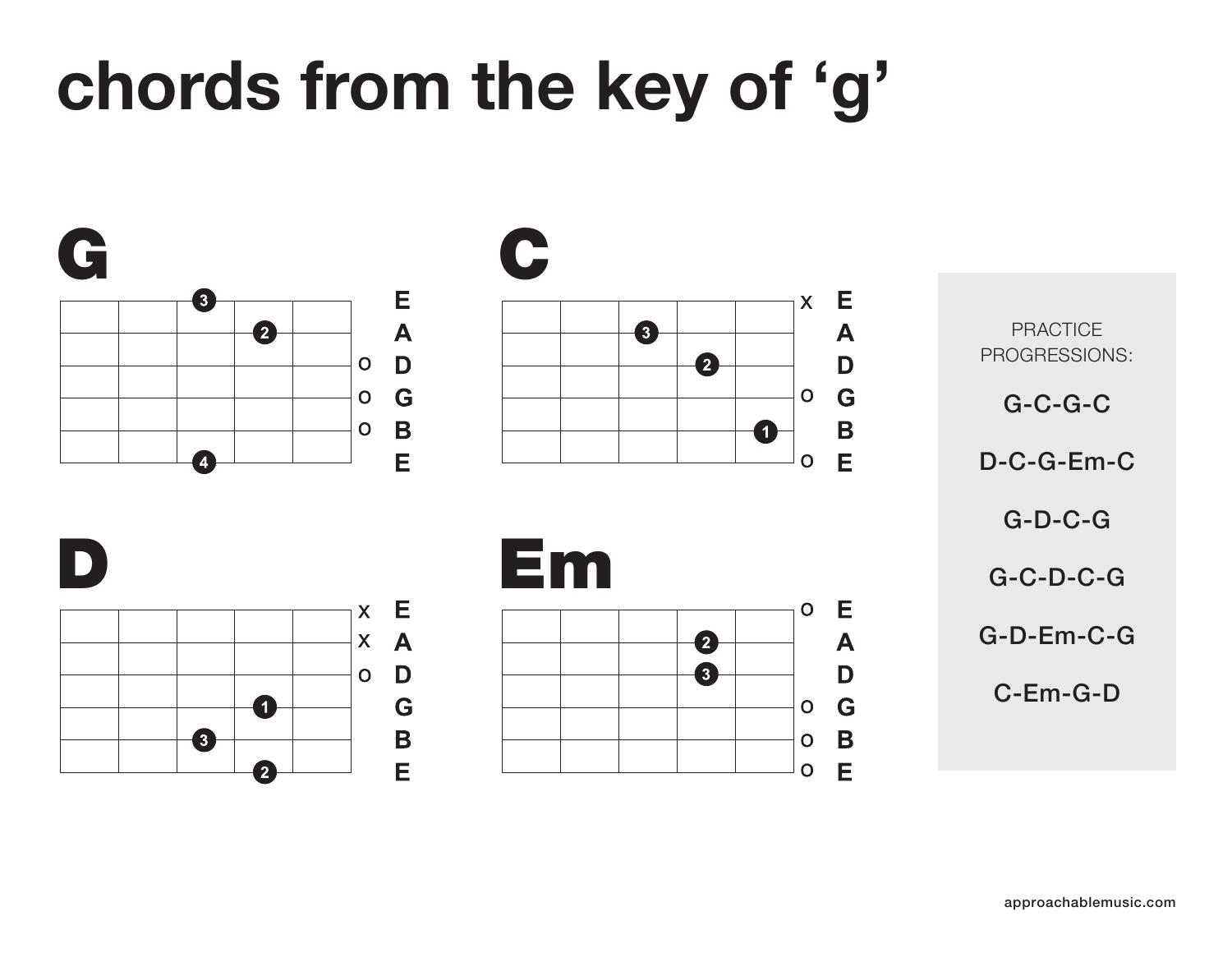# chords from the key of 'g'

## G

## C

## D

## Em

PRACTICE PROGRESSIONS:

G-C-G-C

D-C-G-Em-C

G-D-C-G

G-C-D-C-G

G-D-Em-C-G

C-Em-G-D

approachablemusic.com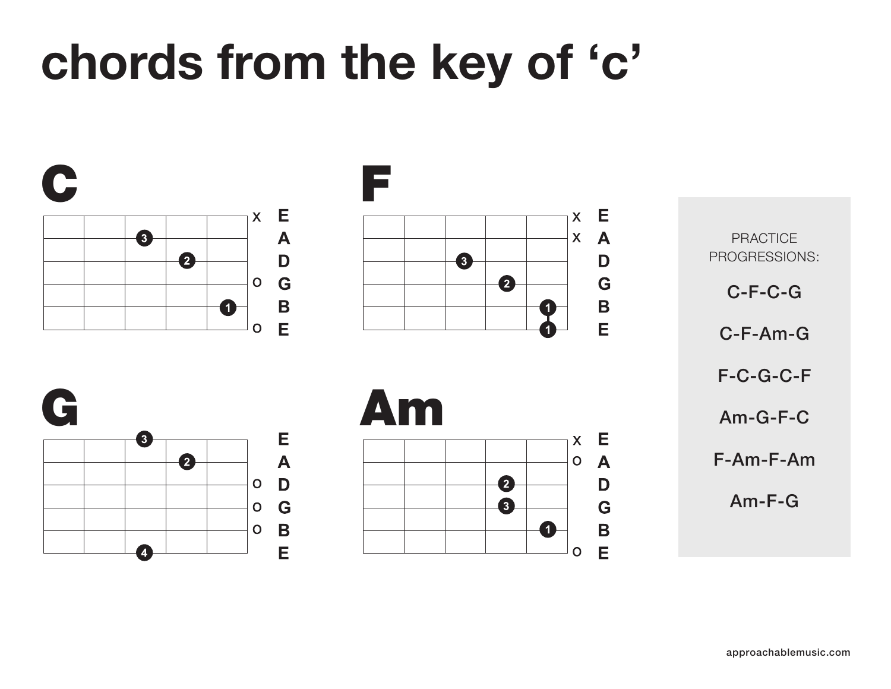# chords from the key of 'c'

## C

x E
A
D
o G
B
o E

## F

x E
x A
D
G
B
E

## G

E
A
o D
o G
o B
E

## Am

x E
o A
D
G
B
o E

PRACTICE PROGRESSIONS:

C-F-C-G

C-F-Am-G

F-C-G-C-F

Am-G-F-C

F-Am-F-Am

Am-F-G

approachablemusic.com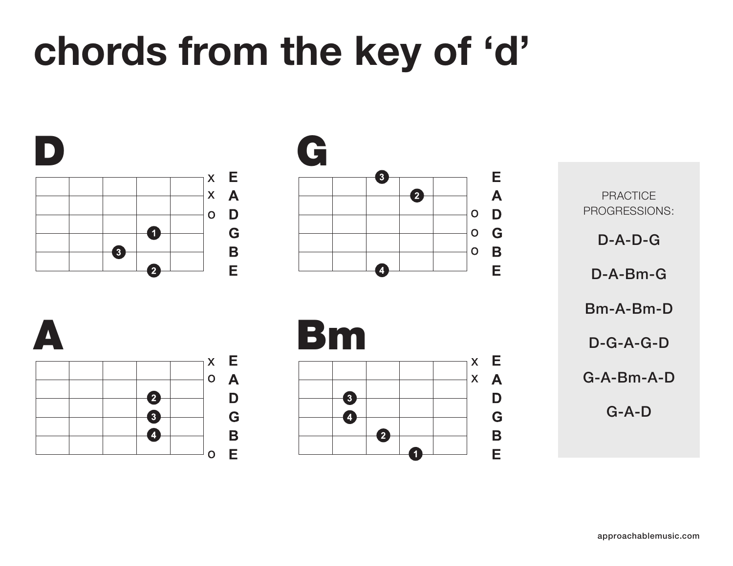# chords from the key of 'd'

## D

x E
x A
o D
G
B
E

## G

E
A
o D
o G
o B
E

## A

x E
o A
D
G
B
o E

## Bm

x E
x A
D
G
B
E

PRACTICE PROGRESSIONS:

D-A-D-G

D-A-Bm-G

Bm-A-Bm-D

D-G-A-G-D

G-A-Bm-A-D

G-A-D

approachablemusic.com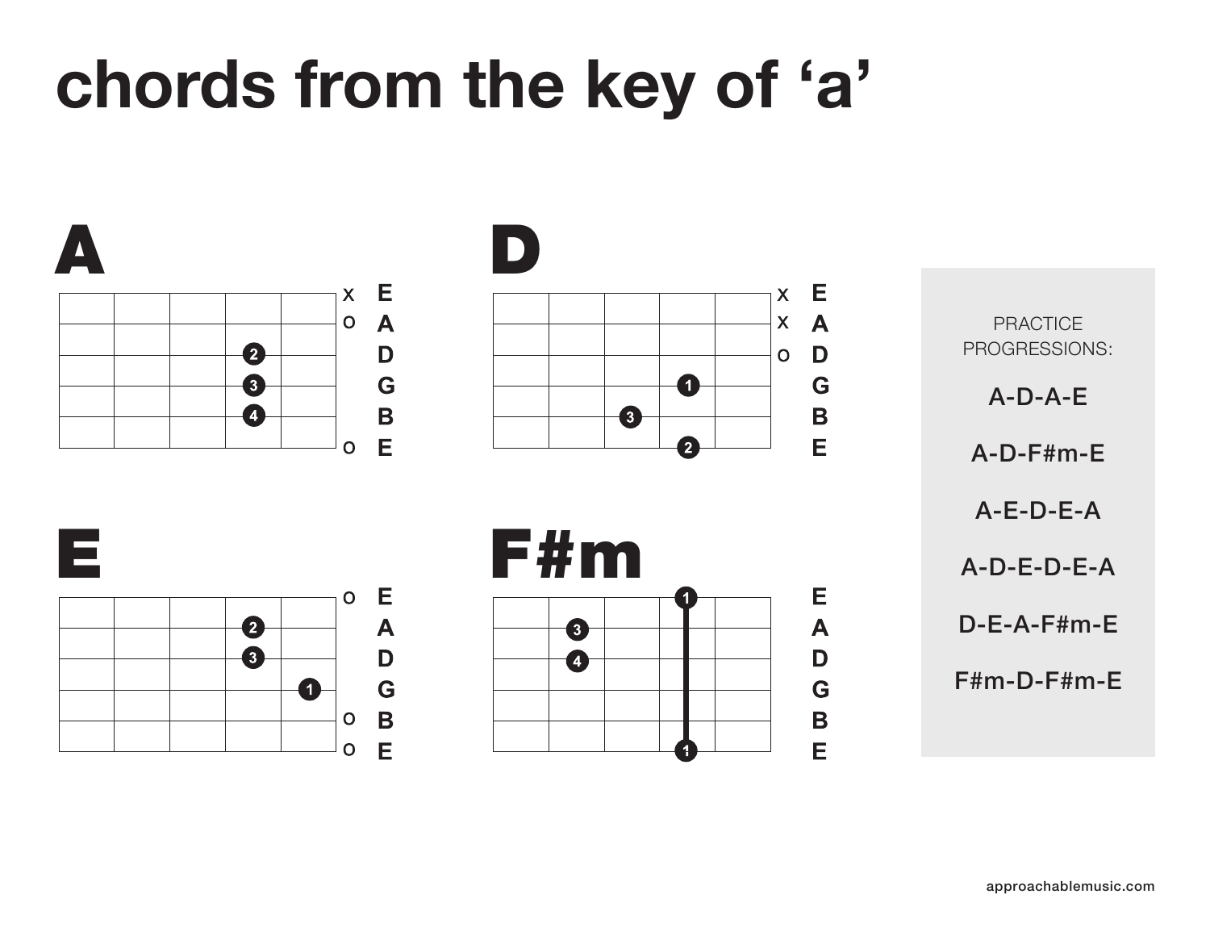# chords from the key of 'a'

## A

x E
o A
D
G
B
o E

## D

x E
x A
o D
G
B
E

## E

o E
A
D
G
o B
o E

## F#m

E
A
D
G
B
E

PRACTICE PROGRESSIONS:

A-D-A-E

A-D-F#m-E

A-E-D-E-A

A-D-E-D-E-A

D-E-A-F#m-E

F#m-D-F#m-E

approachablemusic.com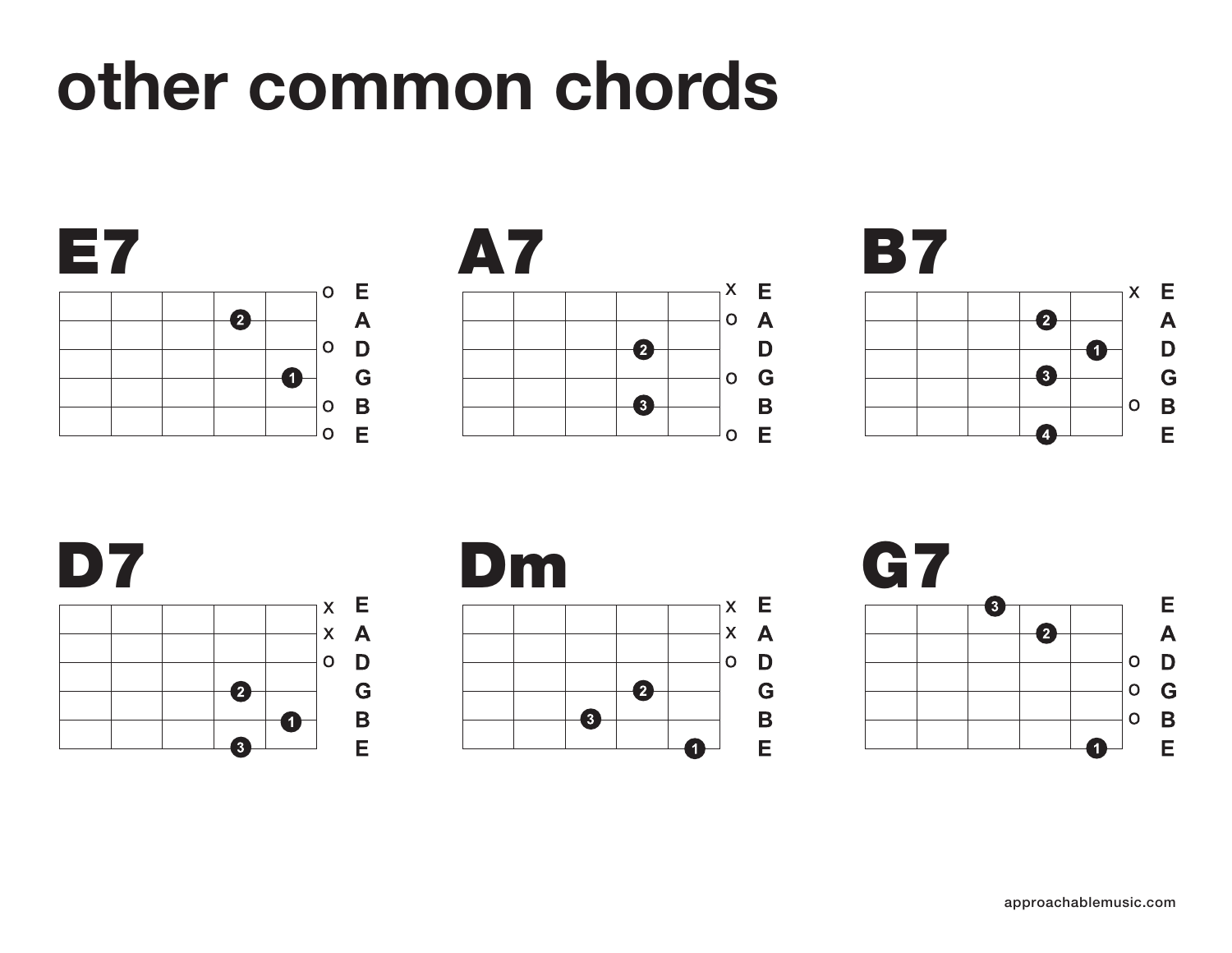# other common chords

## E7

E A D G B E

## A7

E A D G B E

## B7

E A D G B E

## D7

E A D G B E

## Dm

E A D G B E

## G7

E A D G B E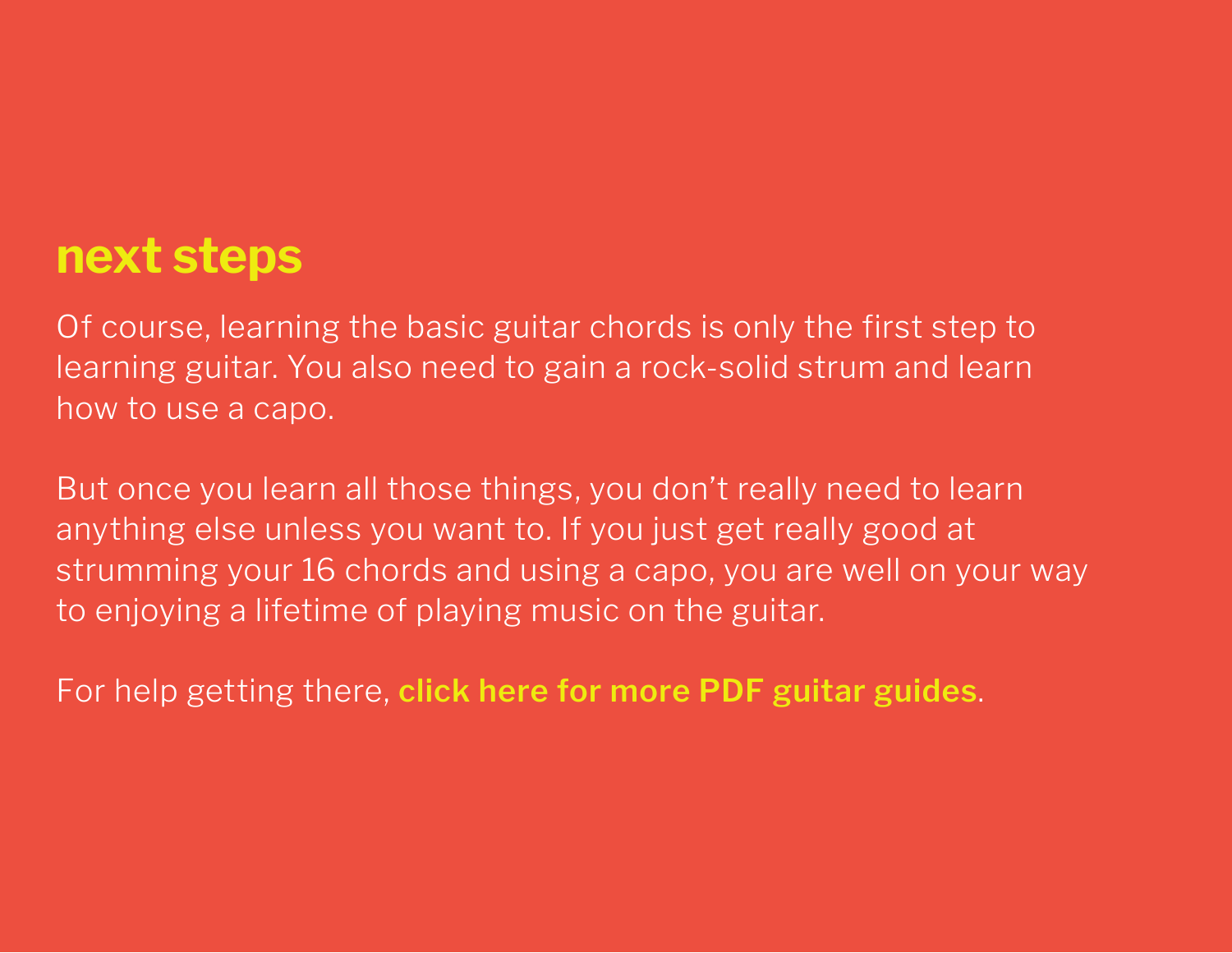## next steps

Of course, learning the basic guitar chords is only the first step to learning guitar. You also need to gain a rock-solid strum and learn how to use a capo.

But once you learn all those things, you don't really need to learn anything else unless you want to. If you just get really good at strumming your 16 chords and using a capo, you are well on your way to enjoying a lifetime of playing music on the guitar.

For help getting there, **click here for more PDF guitar guides**.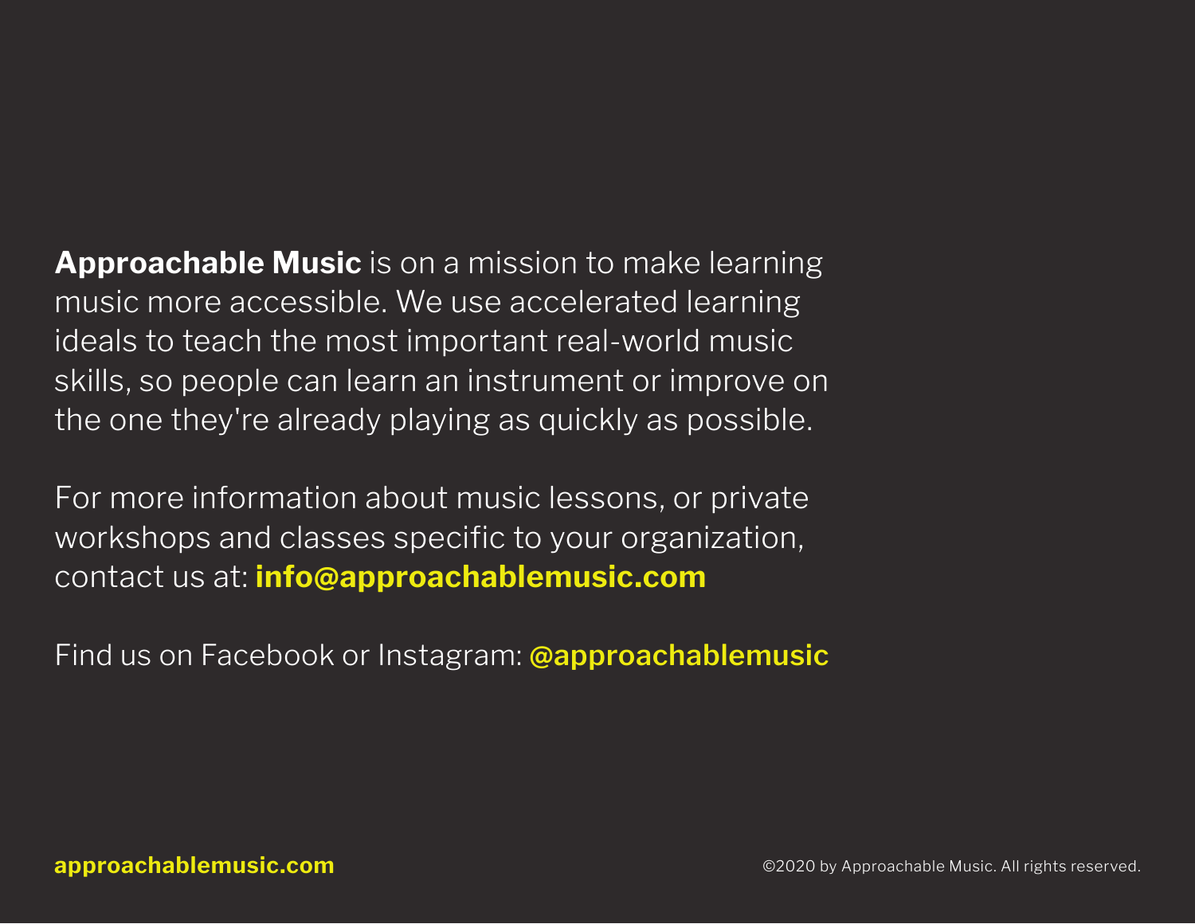**Approachable Music** is on a mission to make learning music more accessible. We use accelerated learning ideals to teach the most important real-world music skills, so people can learn an instrument or improve on the one they're already playing as quickly as possible.

For more information about music lessons, or private workshops and classes specific to your organization, contact us at: **info@approachablemusic.com**

Find us on Facebook or Instagram: **@approachablemusic**

**approachablemusic.com**

©2020 by Approachable Music. All rights reserved.